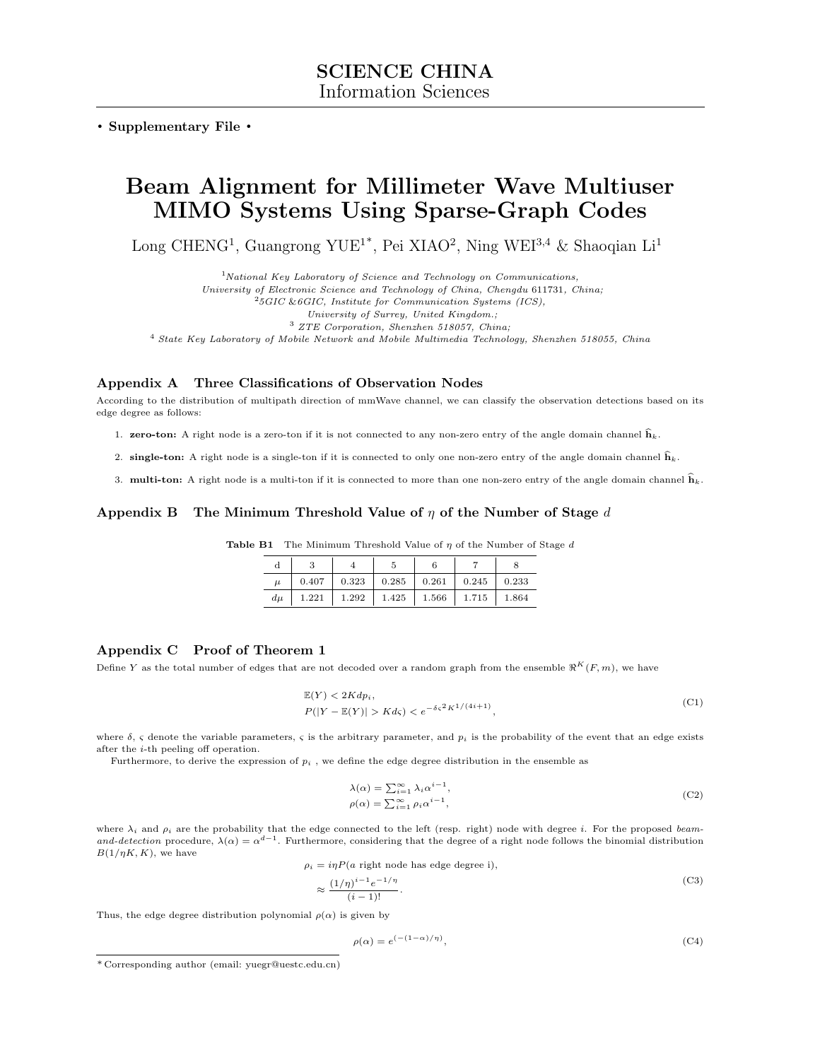**SCIENCE CHINA**
Information Sciences

• **Supplementary File** •

# Beam Alignment for Millimeter Wave Multiuser MIMO Systems Using Sparse-Graph Codes

Long CHENG[1], Guangrong YUE[1*], Pei XIAO[2], Ning WEI[3,4] & Shaoqian Li[1]

[1]*National Key Laboratory of Science and Technology on Communications, University of Electronic Science and Technology of China, Chengdu 611731, China;*
[2]*5GIC &6GIC, Institute for Communication Systems (ICS), University of Surrey, United Kingdom.;*
[3] *ZTE Corporation, Shenzhen 518057, China;*
[4] *State Key Laboratory of Mobile Network and Mobile Multimedia Technology, Shenzhen 518055, China*

## Appendix A Three Classifications of Observation Nodes

According to the distribution of multipath direction of mmWave channel, we can classify the observation detections based on its edge degree as follows:

1. **zero-ton:** A right node is a zero-ton if it is not connected to any non-zero entry of the angle domain channel $\widehat{\mathbf{h}}_k$.
2. **single-ton:** A right node is a single-ton if it is connected to only one non-zero entry of the angle domain channel $\widehat{\mathbf{h}}_k$.
3. **multi-ton:** A right node is a multi-ton if it is connected to more than one non-zero entry of the angle domain channel $\widehat{\mathbf{h}}_k$.

## Appendix B The Minimum Threshold Value of $\eta$ of the Number of Stage $d$

**Table B1** The Minimum Threshold Value of $\eta$ of the Number of Stage $d$

| d | 3 | 4 | 5 | 6 | 7 | 8 |
|---|---|---|---|---|---|---|
| $\mu$ | 0.407 | 0.323 | 0.285 | 0.261 | 0.245 | 0.233 |
| $d\mu$ | 1.221 | 1.292 | 1.425 | 1.566 | 1.715 | 1.864 |

## Appendix C Proof of Theorem 1

Define $Y$ as the total number of edges that are not decoded over a random graph from the ensemble $\Re^K(F, m)$, we have

$$\begin{aligned} &\mathbb{E}(Y) < 2Kdp_i, \\ &P(|Y - \mathbb{E}(Y)| > Kd\varsigma) < e^{-\delta \varsigma^2 K^{1/(4i+1)}}, \end{aligned} \tag{C1}$$

where $\delta$, $\varsigma$ denote the variable parameters, $\varsigma$ is the arbitrary parameter, and $p_i$ is the probability of the event that an edge exists after the $i$-th peeling off operation.

Furthermore, to derive the expression of $p_i$ , we define the edge degree distribution in the ensemble as

$$\begin{aligned} \lambda(\alpha) &= \textstyle\sum_{i=1}^{\infty} \lambda_i \alpha^{i-1}, \\ \rho(\alpha) &= \textstyle\sum_{i=1}^{\infty} \rho_i \alpha^{i-1}, \end{aligned} \tag{C2}$$

where $\lambda_i$ and $\rho_i$ are the probability that the edge connected to the left (resp. right) node with degree $i$. For the proposed *beam-and-detection* procedure, $\lambda(\alpha) = \alpha^{d-1}$. Furthermore, considering that the degree of a right node follows the binomial distribution $B(1/\eta K, K)$, we have

$$\begin{aligned} \rho_i &= i\eta P(a \text{ right node has edge degree i}), \\ &\approx \frac{(1/\eta)^{i-1} e^{-1/\eta}}{(i-1)!}. \end{aligned} \tag{C3}$$

Thus, the edge degree distribution polynomial $\rho(\alpha)$ is given by

$$\rho(\alpha) = e^{(-(1-\alpha)/\eta)}, \tag{C4}$$

*Corresponding author (email: yuegr@uestc.edu.cn)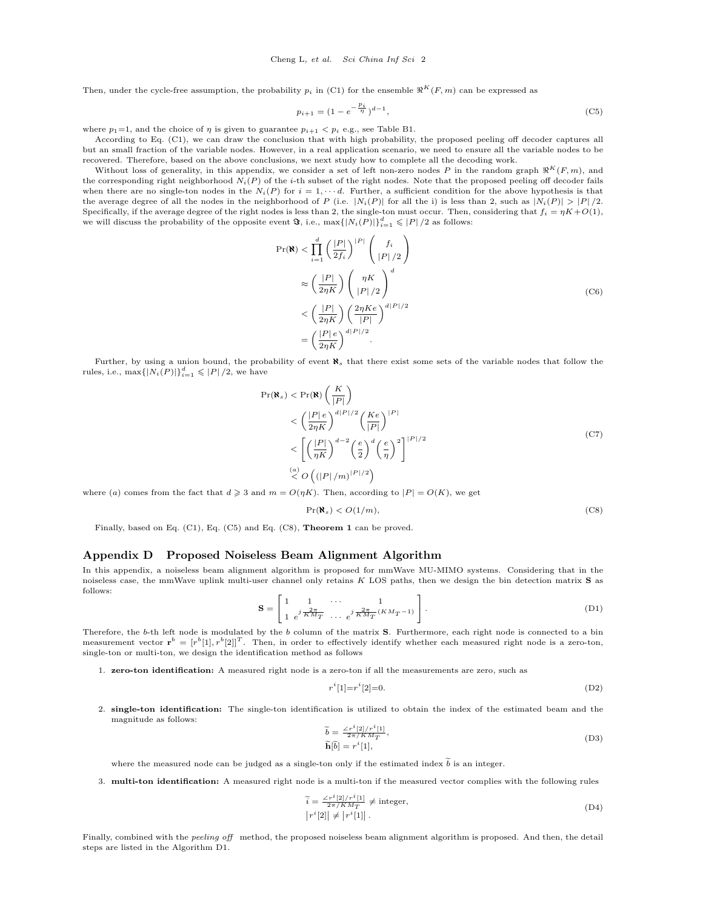Then, under the cycle-free assumption, the probability $p_i$ in (C1) for the ensemble $\Re^K(F,m)$ can be expressed as

$$p_{i+1} = (1 - e^{-\frac{p_i}{\eta}})^{d-1}, \tag{C5}$$

where $p_1$=1, and the choice of $\eta$ is given to guarantee $p_{i+1} < p_i$ e.g., see Table B1.

According to Eq. (C1), we can draw the conclusion that with high probability, the proposed peeling off decoder captures all but an small fraction of the variable nodes. However, in a real application scenario, we need to ensure all the variable nodes to be recovered. Therefore, based on the above conclusions, we next study how to complete all the decoding work.

Without loss of generality, in this appendix, we consider a set of left non-zero nodes $P$ in the random graph $\Re^K(F,m)$, and the corresponding right neighborhood $N_i(P)$ of the $i$-th subset of the right nodes. Note that the proposed peeling off decoder fails when there are no single-ton nodes in the $N_i(P)$ for $i = 1, \cdots d$. Further, a sufficient condition for the above hypothesis is that the average degree of all the nodes in the neighborhood of $P$ (i.e. $|N_i(P)|$ for all the i) is less than 2, such as $|N_i(P)| > |P|/2$. Specifically, if the average degree of the right nodes is less than 2, the single-ton must occur. Then, considering that $f_i = \eta K + O(1)$, we will discuss the probability of the opposite event $\mathfrak{N}$, i.e., $\max\{|N_i(P)|\}_{i=1}^d \leqslant |P|/2$ as follows:

$$\begin{aligned}
\Pr(\aleph) &< \prod_{i=1}^{d} \left(\frac{|P|}{2f_i}\right)^{|P|} \binom{f_i}{|P|/2} \\
&\approx \left(\frac{|P|}{2\eta K}\right) \binom{\eta K}{|P|/2}^{d} \\
&< \left(\frac{|P|}{2\eta K}\right) \left(\frac{2\eta K e}{|P|}\right)^{d|P|/2} \\
&= \left(\frac{|P| e}{2\eta K}\right)^{d|P|/2}.
\end{aligned} \tag{C6}$$

Further, by using a union bound, the probability of event $\aleph_s$ that there exist some sets of the variable nodes that follow the rules, i.e., $\max\{|N_i(P)|\}_{i=1}^d \leqslant |P|/2$, we have

$$\begin{aligned}
\Pr(\aleph_s) &< \Pr(\aleph) \binom{K}{|P|} \\
&< \left(\frac{|P| e}{2\eta K}\right)^{d|P|/2} \left(\frac{Ke}{|P|}\right)^{|P|} \\
&< \left[\left(\frac{|P|}{\eta K}\right)^{d-2} \left(\frac{e}{2}\right)^{d} \left(\frac{e}{\eta}\right)^{2}\right]^{|P|/2} \\
&\overset{(a)}{<} O\left((|P|/m)^{|P|/2}\right)
\end{aligned} \tag{C7}$$

where $(a)$ comes from the fact that $d \geqslant 3$ and $m = O(\eta K)$. Then, according to $|P| = O(K)$, we get

$$\Pr(\aleph_s) < O(1/m), \tag{C8}$$

Finally, based on Eq. (C1), Eq. (C5) and Eq. (C8), **Theorem 1** can be proved.

## Appendix D Proposed Noiseless Beam Alignment Algorithm

In this appendix, a noiseless beam alignment algorithm is proposed for mmWave MU-MIMO systems. Considering that in the noiseless case, the mmWave uplink multi-user channel only retains $K$ LOS paths, then we design the bin detection matrix $\mathbf{S}$ as follows:

$$\mathbf{S} = \begin{bmatrix} 1 & 1 & \cdots & 1 \\ 1 & e^{j\frac{2\pi}{KM_T}} & \cdots & e^{j\frac{2\pi}{KM_T}(KM_T-1)} \end{bmatrix}. \tag{D1}$$

Therefore, the $b$-th left node is modulated by the $b$ column of the matrix $\mathbf{S}$. Furthermore, each right node is connected to a bin measurement vector $\mathbf{r}^b = [r^b[1], r^b[2]]^T$. Then, in order to effectively identify whether each measured right node is a zero-ton, single-ton or multi-ton, we design the identification method as follows

1. **zero-ton identification:** A measured right node is a zero-ton if all the measurements are zero, such as
$$r^i[1]{=}r^i[2]{=}0. \tag{D2}$$

2. **single-ton identification:** The single-ton identification is utilized to obtain the index of the estimated beam and the magnitude as follows:
$$\begin{aligned} \widetilde{b} &= \tfrac{\angle r^i[2]/r^i[1]}{2\pi/KM_T}, \\ \widetilde{\mathbf{h}}[\widetilde{b}] &= r^i[1], \end{aligned} \tag{D3}$$
where the measured node can be judged as a single-ton only if the estimated index $\widetilde{b}$ is an integer.

3. **multi-ton identification:** A measured right node is a multi-ton if the measured vector complies with the following rules
$$\begin{aligned} \widetilde{i} &= \tfrac{\angle r^i[2]/r^i[1]}{2\pi/KM_T} \neq \text{integer}, \\ |r^i[2]| &\neq |r^i[1]|. \end{aligned} \tag{D4}$$

Finally, combined with the *peeling off* method, the proposed noiseless beam alignment algorithm is proposed. And then, the detail steps are listed in the Algorithm D1.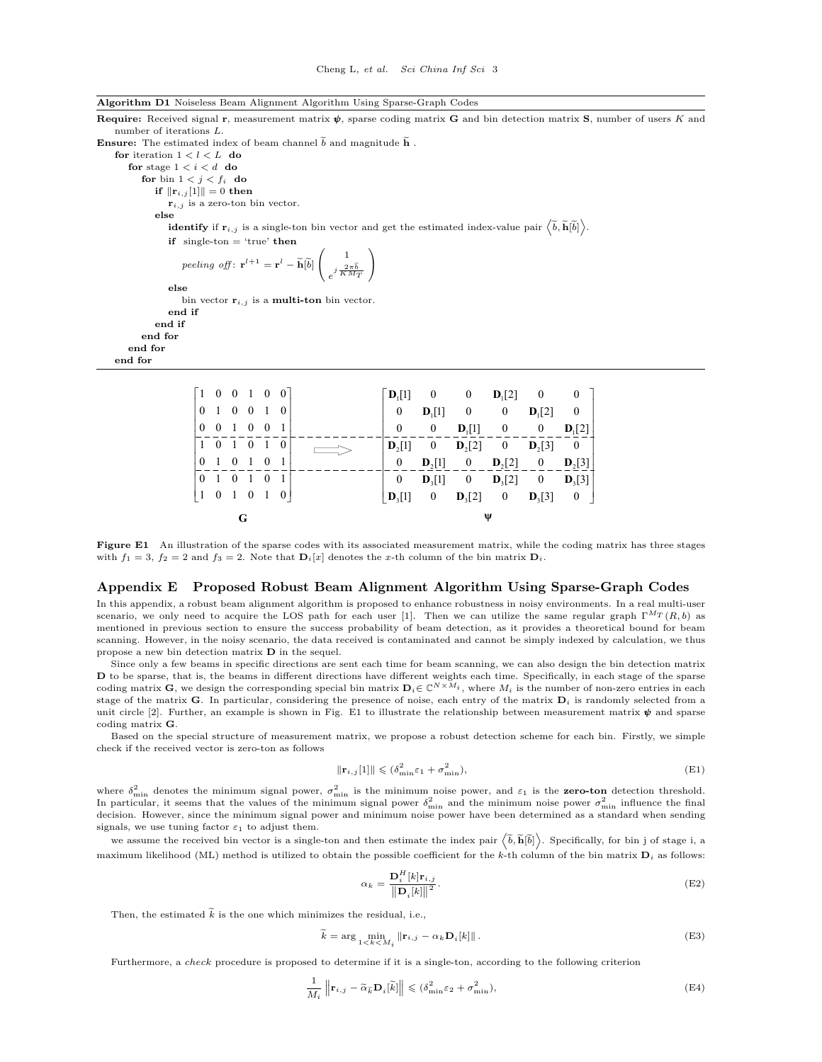**Algorithm D1** Noiseless Beam Alignment Algorithm Using Sparse-Graph Codes

**Require:** Received signal $\mathbf{r}$, measurement matrix $\boldsymbol{\psi}$, sparse coding matrix $\mathbf{G}$ and bin detection matrix $\mathbf{S}$, number of users $K$ and number of iterations $L$.

**Ensure:** The estimated index of beam channel $\widetilde{b}$ and magnitude $\widetilde{\mathbf{h}}$ .

```
for iteration 1 < l < L do
    for stage 1 < i < d do
        for bin 1 < j < f_i do
            if ||r_{i,j}[1]|| = 0 then
                r_{i,j} is a zero-ton bin vector.
            else
                identify if r_{i,j} is a single-ton bin vector and get the estimated index-value pair <b~, h~[b~]>.
                if single-ton = 'true' then
                    peeling off: r^{l+1} = r^l - h~[b~] (1 ; e^{j 2πb~/(K M_T)})
                else
                    bin vector r_{i,j} is a multi-ton bin vector.
                end if
            end if
        end for
    end for
end for
```

$$
\mathbf{G} = \begin{bmatrix}
1 & 0 & 0 & 1 & 0 & 0 \\
0 & 1 & 0 & 0 & 1 & 0 \\
0 & 0 & 1 & 0 & 0 & 1 \\
\hline
1 & 0 & 1 & 0 & 1 & 0 \\
0 & 1 & 0 & 1 & 0 & 1 \\
\hline
0 & 1 & 0 & 1 & 0 & 1 \\
1 & 0 & 1 & 0 & 1 & 0
\end{bmatrix}
\Longrightarrow
\boldsymbol{\psi} = \begin{bmatrix}
\mathbf{D}_1[1] & 0 & 0 & \mathbf{D}_1[2] & 0 & 0 \\
0 & \mathbf{D}_1[1] & 0 & 0 & \mathbf{D}_1[2] & 0 \\
0 & 0 & \mathbf{D}_1[1] & 0 & 0 & \mathbf{D}_1[2] \\
\hline
\mathbf{D}_2[1] & 0 & \mathbf{D}_2[2] & 0 & \mathbf{D}_2[3] & 0 \\
0 & \mathbf{D}_2[1] & 0 & \mathbf{D}_2[2] & 0 & \mathbf{D}_2[3] \\
\hline
0 & \mathbf{D}_3[1] & 0 & \mathbf{D}_3[2] & 0 & \mathbf{D}_3[3] \\
\mathbf{D}_3[1] & 0 & \mathbf{D}_3[2] & 0 & \mathbf{D}_3[3] & 0
\end{bmatrix}
$$

**Figure E1** An illustration of the sparse codes with its associated measurement matrix, while the coding matrix has three stages with $f_1 = 3$, $f_2 = 2$ and $f_3 = 2$. Note that $\mathbf{D}_i[x]$ denotes the $x$-th column of the bin matrix $\mathbf{D}_i$.

## Appendix E Proposed Robust Beam Alignment Algorithm Using Sparse-Graph Codes

In this appendix, a robust beam alignment algorithm is proposed to enhance robustness in noisy environments. In a real multi-user scenario, we only need to acquire the LOS path for each user [1]. Then we can utilize the same regular graph $\Gamma^{M_T}(R, b)$ as mentioned in previous section to ensure the success probability of beam detection, as it provides a theoretical bound for beam scanning. However, in the noisy scenario, the data received is contaminated and cannot be simply indexed by calculation, we thus propose a new bin detection matrix $\mathbf{D}$ in the sequel.

Since only a few beams in specific directions are sent each time for beam scanning, we can also design the bin detection matrix $\mathbf{D}$ to be sparse, that is, the beams in different directions have different weights each time. Specifically, in each stage of the sparse coding matrix $\mathbf{G}$, we design the corresponding special bin matrix $\mathbf{D}_i \in \mathbb{C}^{N \times M_i}$, where $M_i$ is the number of non-zero entries in each stage of the matrix $\mathbf{G}$. In particular, considering the presence of noise, each entry of the matrix $\mathbf{D}_i$ is randomly selected from a unit circle [2]. Further, an example is shown in Fig. E1 to illustrate the relationship between measurement matrix $\boldsymbol{\psi}$ and sparse coding matrix $\mathbf{G}$.

Based on the special structure of measurement matrix, we propose a robust detection scheme for each bin. Firstly, we simple check if the received vector is zero-ton as follows

$$
\|\mathbf{r}_{i,j}[1]\| \leqslant (\delta^2_{\min}\varepsilon_1 + \sigma^2_{\min}), \tag{E1}
$$

where $\delta^2_{\min}$ denotes the minimum signal power, $\sigma^2_{\min}$ is the minimum noise power, and $\varepsilon_1$ is the **zero-ton** detection threshold. In particular, it seems that the values of the minimum signal power $\delta^2_{\min}$ and the minimum noise power $\sigma^2_{\min}$ influence the final decision. However, since the minimum signal power and minimum noise power have been determined as a standard when sending signals, we use tuning factor $\varepsilon_1$ to adjust them.

we assume the received bin vector is a single-ton and then estimate the index pair $\left\langle \widetilde{b}, \widetilde{\mathbf{h}}[\widetilde{b}] \right\rangle$. Specifically, for bin j of stage i, a maximum likelihood (ML) method is utilized to obtain the possible coefficient for the $k$-th column of the bin matrix $\mathbf{D}_i$ as follows:

$$
\alpha_k = \frac{\mathbf{D}^H_i[k]\mathbf{r}_{i,j}}{\|\mathbf{D}_i[k]\|^2}. \tag{E2}
$$

Then, the estimated $\widetilde{k}$ is the one which minimizes the residual, i.e.,

$$
\widetilde{k} = \arg\min_{1<k<M_i} \|\mathbf{r}_{i,j} - \alpha_k \mathbf{D}_i[k]\|. \tag{E3}
$$

Furthermore, a *check* procedure is proposed to determine if it is a single-ton, according to the following criterion

$$
\frac{1}{M_i}\left\|\mathbf{r}_{i,j} - \widetilde{\alpha}_{\widetilde{k}}\mathbf{D}_i[\widetilde{k}]\right\| \leqslant (\delta^2_{\min}\varepsilon_2 + \sigma^2_{\min}), \tag{E4}
$$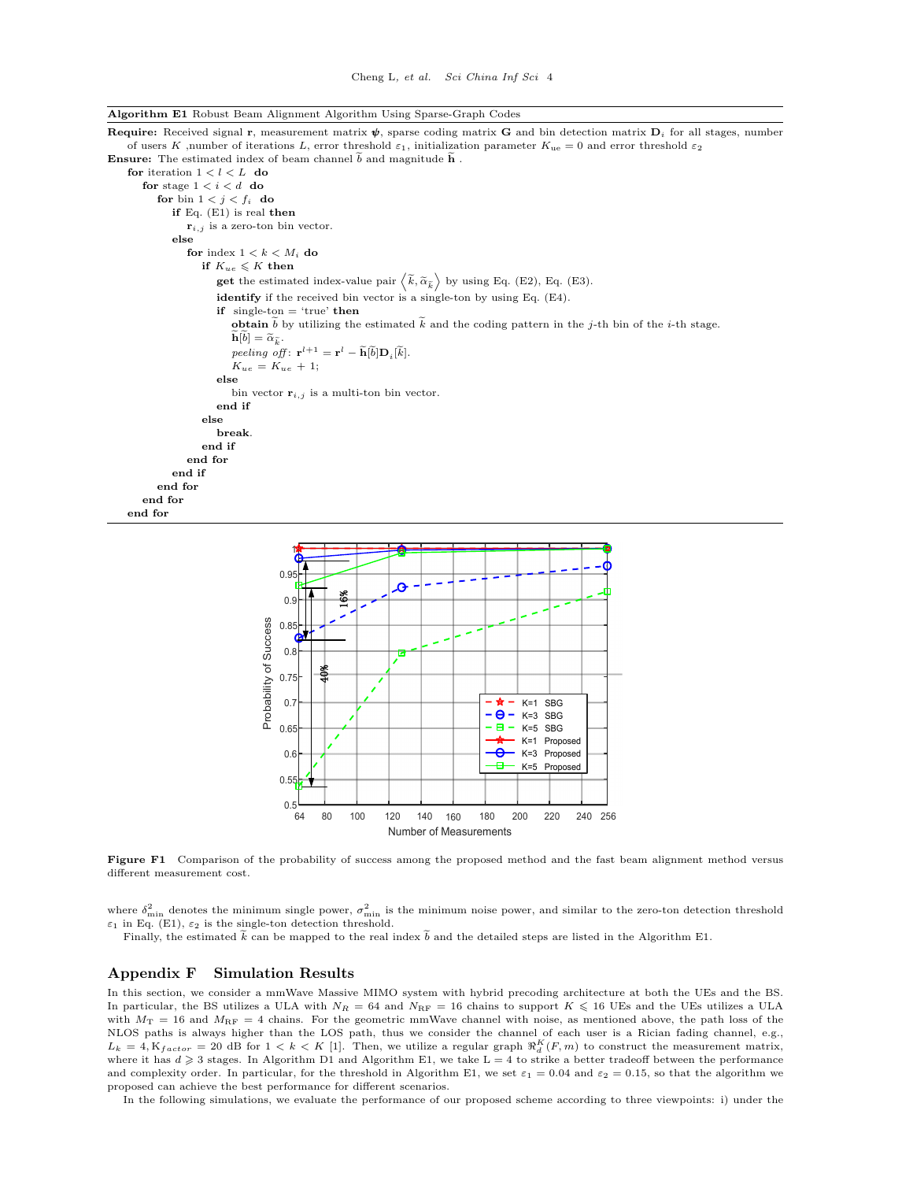**Algorithm E1** Robust Beam Alignment Algorithm Using Sparse-Graph Codes

**Require:** Received signal $\mathbf{r}$, measurement matrix $\boldsymbol{\psi}$, sparse coding matrix $\mathbf{G}$ and bin detection matrix $\mathbf{D}_i$ for all stages, number of users $K$ ,number of iterations $L$, error threshold $\varepsilon_1$, initialization parameter $K_{\rm ue} = 0$ and error threshold $\varepsilon_2$

**Ensure:** The estimated index of beam channel $\widetilde{b}$ and magnitude $\widetilde{\mathbf{h}}$ .

```
for iteration 1 < l < L do
    for stage 1 < i < d do
        for bin 1 < j < f_i do
            if Eq. (E1) is real then
                r_{i,j} is a zero-ton bin vector.
            else
                for index 1 < k < M_i do
                    if K_ue ⩽ K then
                        get the estimated index-value pair <k~, α~_k~> by using Eq. (E2), Eq. (E3).
                        identify if the received bin vector is a single-ton by using Eq. (E4).
                        if single-ton = 'true' then
                            obtain b~ by utilizing the estimated k~ and the coding pattern in the j-th bin of the i-th stage.
                            h~[b~] = α~_k~.
                            peeling off: r^{l+1} = r^l − h~[b~] D_i[k~].
                            K_ue = K_ue + 1;
                        else
                            bin vector r_{i,j} is a multi-ton bin vector.
                        end if
                    else
                        break.
                    end if
                end for
            end if
        end for
    end for
end for
```

**Figure F1** Comparison of the probability of success among the proposed method and the fast beam alignment method versus different measurement cost.

where $\delta^2_{\min}$ denotes the minimum single power, $\sigma^2_{\min}$ is the minimum noise power, and similar to the zero-ton detection threshold $\varepsilon_1$ in Eq. (E1), $\varepsilon_2$ is the single-ton detection threshold.

Finally, the estimated $\widetilde{k}$ can be mapped to the real index $\widetilde{b}$ and the detailed steps are listed in the Algorithm E1.

## Appendix F Simulation Results

In this section, we consider a mmWave Massive MIMO system with hybrid precoding architecture at both the UEs and the BS. In particular, the BS utilizes a ULA with $N_R = 64$ and $N_{\rm RF} = 16$ chains to support $K \leqslant 16$ UEs and the UEs utilizes a ULA with $M_{\rm T} = 16$ and $M_{\rm RF} = 4$ chains. For the geometric mmWave channel with noise, as mentioned above, the path loss of the NLOS paths is always higher than the LOS path, thus we consider the channel of each user is a Rician fading channel, e.g., $L_k = 4, {\rm K}_{factor} = 20$ dB for $1 < k < K$ [1]. Then, we utilize a regular graph $\Re^K_d(F, m)$ to construct the measurement matrix, where it has $d \geqslant 3$ stages. In Algorithm D1 and Algorithm E1, we take L = 4 to strike a better tradeoff between the performance and complexity order. In particular, for the threshold in Algorithm E1, we set $\varepsilon_1 = 0.04$ and $\varepsilon_2 = 0.15$, so that the algorithm we proposed can achieve the best performance for different scenarios.

In the following simulations, we evaluate the performance of our proposed scheme according to three viewpoints: i) under the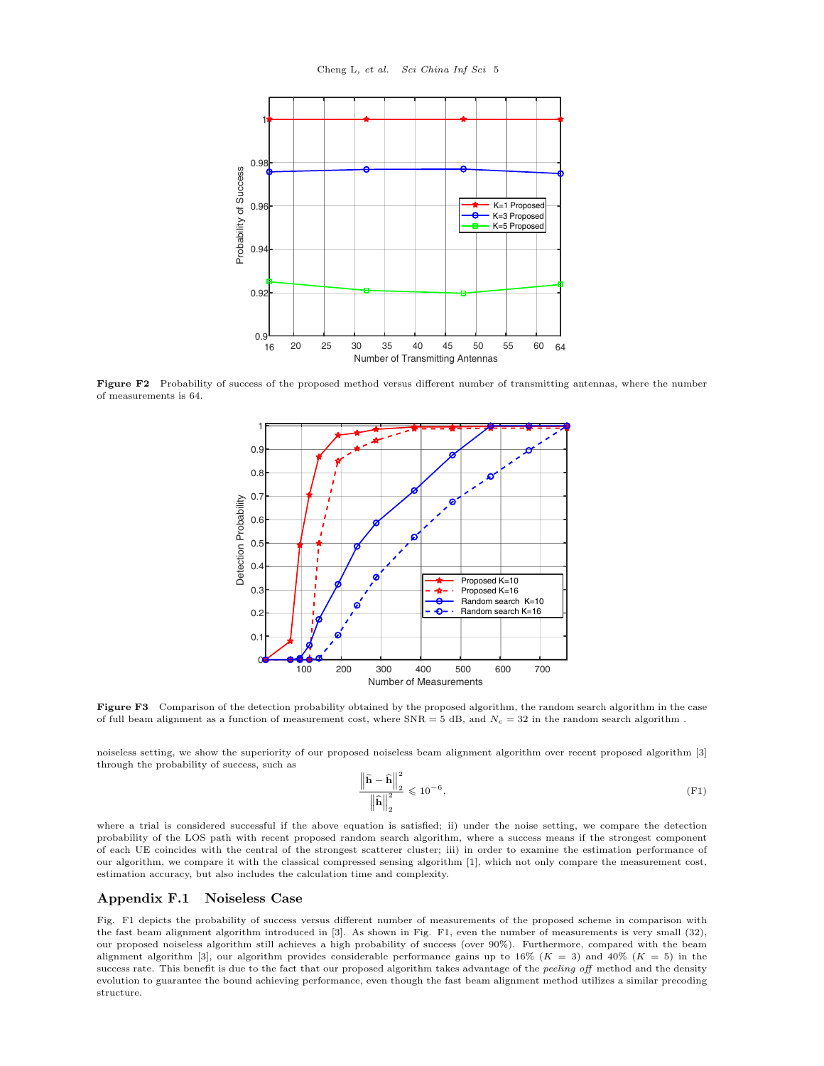Figure F2 Probability of success of the proposed method versus different number of transmitting antennas, where the number of measurements is 64.

Figure F3 Comparison of the detection probability obtained by the proposed algorithm, the random search algorithm in the case of full beam alignment as a function of measurement cost, where SNR = 5 dB, and $N_c = 32$ in the random search algorithm .

noiseless setting, we show the superiority of our proposed noiseless beam alignment algorithm over recent proposed algorithm [3] through the probability of success, such as

$$\frac{\left\|\widetilde{\mathbf{h}} - \widehat{\mathbf{h}}\right\|_2^2}{\left\|\widehat{\mathbf{h}}\right\|_2^2} \leqslant 10^{-6}, \tag{F1}$$

where a trial is considered successful if the above equation is satisfied; ii) under the noise setting, we compare the detection probability of the LOS path with recent proposed random search algorithm, where a success means if the strongest component of each UE coincides with the central of the strongest scatterer cluster; iii) in order to examine the estimation performance of our algorithm, we compare it with the classical compressed sensing algorithm [1], which not only compare the measurement cost, estimation accuracy, but also includes the calculation time and complexity.

## Appendix F.1 Noiseless Case

Fig. F1 depicts the probability of success versus different number of measurements of the proposed scheme in comparison with the fast beam alignment algorithm introduced in [3]. As shown in Fig. F1, even the number of measurements is very small (32), our proposed noiseless algorithm still achieves a high probability of success (over 90%). Furthermore, compared with the beam alignment algorithm [3], our algorithm provides considerable performance gains up to 16% ($K = 3$) and 40% ($K = 5$) in the success rate. This benefit is due to the fact that our proposed algorithm takes advantage of the *peeling off* method and the density evolution to guarantee the bound achieving performance, even though the fast beam alignment method utilizes a similar precoding structure.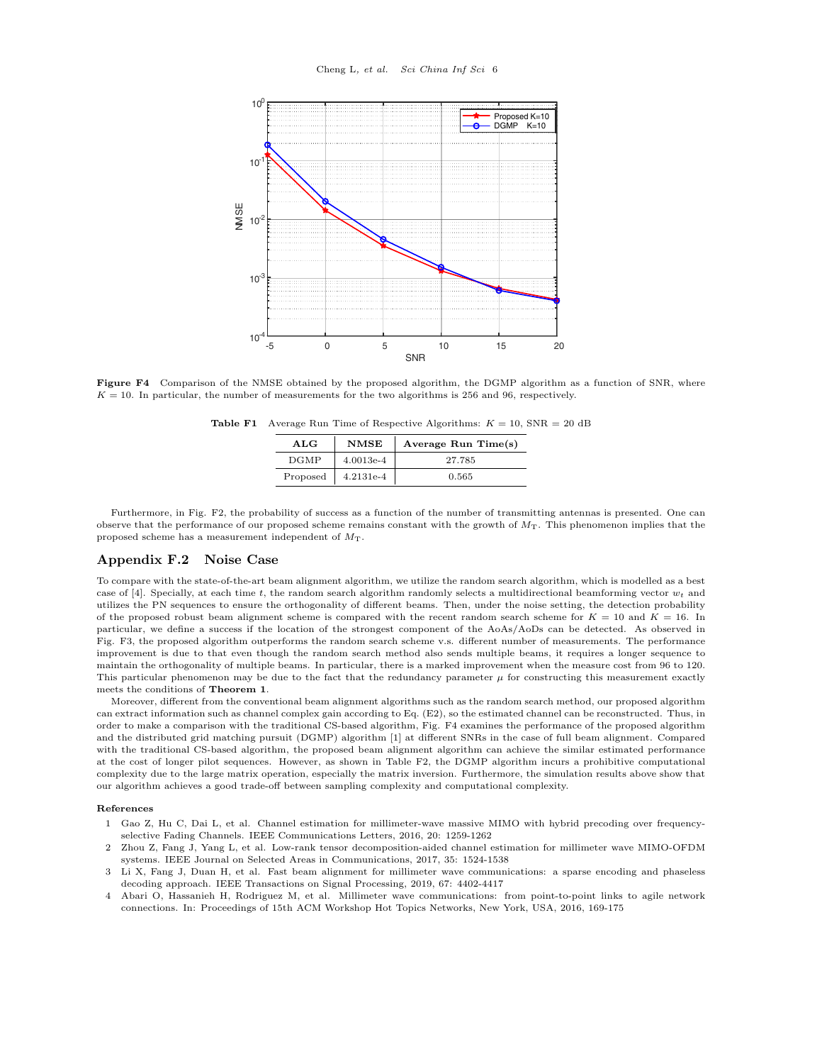10^0

10^-1

10^-2

10^-3

10^-4

NMSE

-5 0 5 10 15 20

SNR

Proposed K=10

DGMP K=10

**Figure F4** Comparison of the NMSE obtained by the proposed algorithm, the DGMP algorithm as a function of SNR, where $K = 10$. In particular, the number of measurements for the two algorithms is 256 and 96, respectively.

**Table F1** Average Run Time of Respective Algorithms: $K = 10$, SNR = 20 dB

| ALG | NMSE | Average Run Time(s) |
|---|---|---|
| DGMP | 4.0013e-4 | 27.785 |
| Proposed | 4.2131e-4 | 0.565 |

Furthermore, in Fig. F2, the probability of success as a function of the number of transmitting antennas is presented. One can observe that the performance of our proposed scheme remains constant with the growth of $M_{\rm T}$. This phenomenon implies that the proposed scheme has a measurement independent of $M_{\rm T}$.

## Appendix F.2 Noise Case

To compare with the state-of-the-art beam alignment algorithm, we utilize the random search algorithm, which is modelled as a best case of [4]. Specially, at each time $t$, the random search algorithm randomly selects a multidirectional beamforming vector $w_t$ and utilizes the PN sequences to ensure the orthogonality of different beams. Then, under the noise setting, the detection probability of the proposed robust beam alignment scheme is compared with the recent random search scheme for $K = 10$ and $K = 16$. In particular, we define a success if the location of the strongest component of the AoAs/AoDs can be detected. As observed in Fig. F3, the proposed algorithm outperforms the random search scheme v.s. different number of measurements. The performance improvement is due to that even though the random search method also sends multiple beams, it requires a longer sequence to maintain the orthogonality of multiple beams. In particular, there is a marked improvement when the measure cost from 96 to 120. This particular phenomenon may be due to the fact that the redundancy parameter $\mu$ for constructing this measurement exactly meets the conditions of **Theorem 1**.

Moreover, different from the conventional beam alignment algorithms such as the random search method, our proposed algorithm can extract information such as channel complex gain according to Eq. (E2), so the estimated channel can be reconstructed. Thus, in order to make a comparison with the traditional CS-based algorithm, Fig. F4 examines the performance of the proposed algorithm and the distributed grid matching pursuit (DGMP) algorithm [1] at different SNRs in the case of full beam alignment. Compared with the traditional CS-based algorithm, the proposed beam alignment algorithm can achieve the similar estimated performance at the cost of longer pilot sequences. However, as shown in Table F2, the DGMP algorithm incurs a prohibitive computational complexity due to the large matrix operation, especially the matrix inversion. Furthermore, the simulation results above show that our algorithm achieves a good trade-off between sampling complexity and computational complexity.

**References**

1. Gao Z, Hu C, Dai L, et al. Channel estimation for millimeter-wave massive MIMO with hybrid precoding over frequency-selective Fading Channels. IEEE Communications Letters, 2016, 20: 1259-1262
2. Zhou Z, Fang J, Yang L, et al. Low-rank tensor decomposition-aided channel estimation for millimeter wave MIMO-OFDM systems. IEEE Journal on Selected Areas in Communications, 2017, 35: 1524-1538
3. Li X, Fang J, Duan H, et al. Fast beam alignment for millimeter wave communications: a sparse encoding and phaseless decoding approach. IEEE Transactions on Signal Processing, 2019, 67: 4402-4417
4. Abari O, Hassanieh H, Rodriguez M, et al. Millimeter wave communications: from point-to-point links to agile network connections. In: Proceedings of 15th ACM Workshop Hot Topics Networks, New York, USA, 2016, 169-175